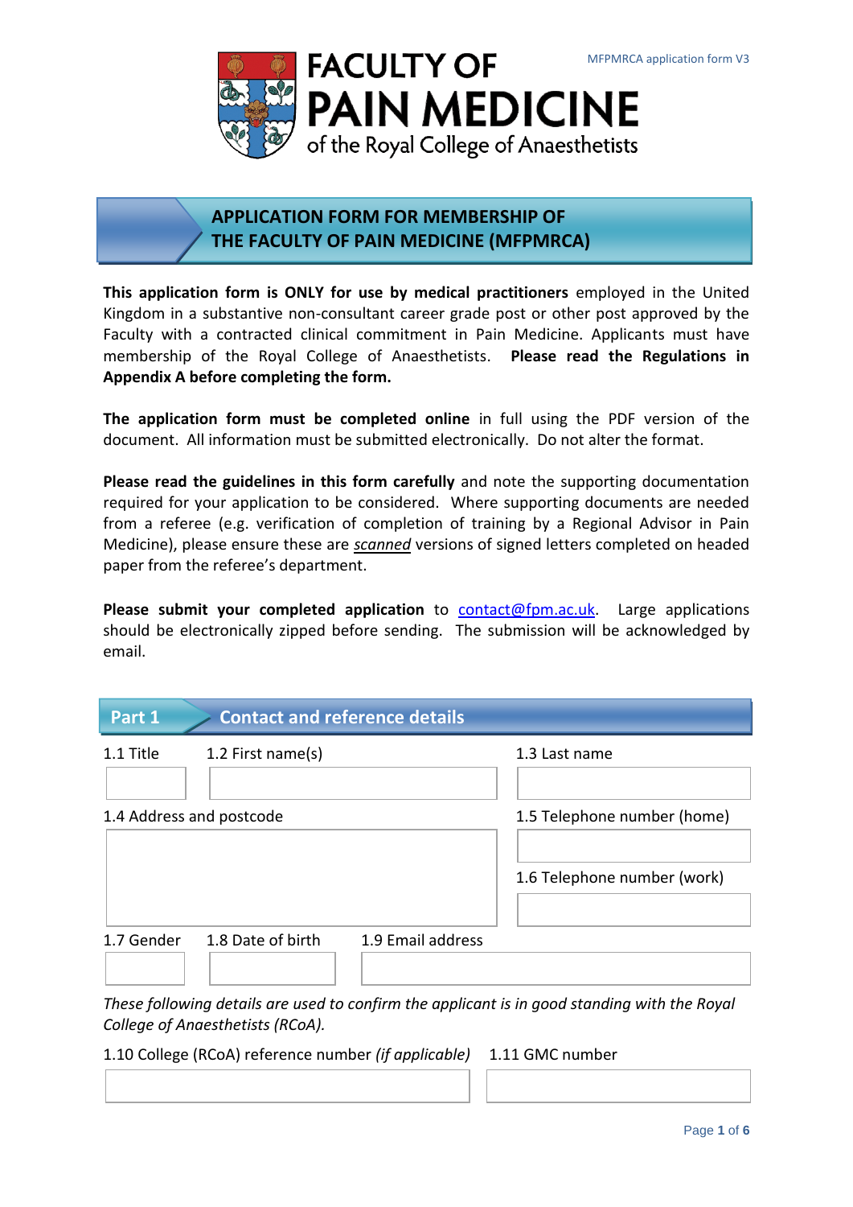# FACULTY OF PAIN MEDICINE
of the Royal College of Anaesthetists

MFPMRCA application form V3

## APPLICATION FORM FOR MEMBERSHIP OF THE FACULTY OF PAIN MEDICINE (MFPMRCA)

**This application form is ONLY for use by medical practitioners** employed in the United Kingdom in a substantive non-consultant career grade post or other post approved by the Faculty with a contracted clinical commitment in Pain Medicine. Applicants must have membership of the Royal College of Anaesthetists. **Please read the Regulations in Appendix A before completing the form.**

**The application form must be completed online** in full using the PDF version of the document. All information must be submitted electronically. Do not alter the format.

**Please read the guidelines in this form carefully** and note the supporting documentation required for your application to be considered. Where supporting documents are needed from a referee (e.g. verification of completion of training by a Regional Advisor in Pain Medicine), please ensure these are *scanned* versions of signed letters completed on headed paper from the referee's department.

**Please submit your completed application** to contact@fpm.ac.uk. Large applications should be electronically zipped before sending. The submission will be acknowledged by email.

## Part 1 Contact and reference details

1.1 Title

1.2 First name(s)

1.3 Last name

1.4 Address and postcode

1.5 Telephone number (home)

1.6 Telephone number (work)

1.7 Gender

1.8 Date of birth

1.9 Email address

*These following details are used to confirm the applicant is in good standing with the Royal College of Anaesthetists (RCoA).*

1.10 College (RCoA) reference number *(if applicable)*

1.11 GMC number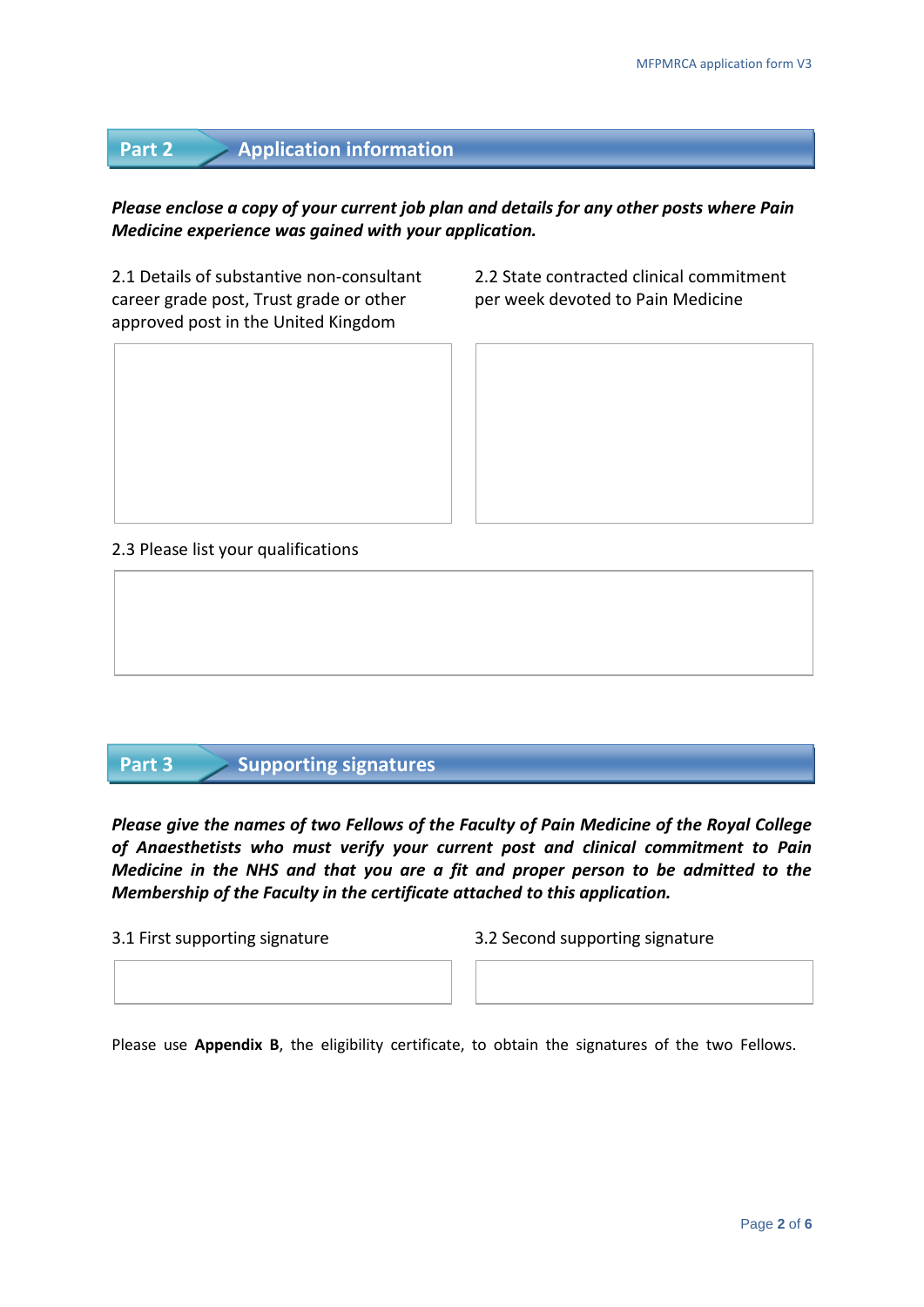## Part 2 Application information

***Please enclose a copy of your current job plan and details for any other posts where Pain Medicine experience was gained with your application.***

2.1 Details of substantive non-consultant career grade post, Trust grade or other approved post in the United Kingdom

2.2 State contracted clinical commitment per week devoted to Pain Medicine

2.3 Please list your qualifications

## Part 3 Supporting signatures

***Please give the names of two Fellows of the Faculty of Pain Medicine of the Royal College of Anaesthetists who must verify your current post and clinical commitment to Pain Medicine in the NHS and that you are a fit and proper person to be admitted to the Membership of the Faculty in the certificate attached to this application.***

3.1 First supporting signature

3.2 Second supporting signature

Please use **Appendix B**, the eligibility certificate, to obtain the signatures of the two Fellows.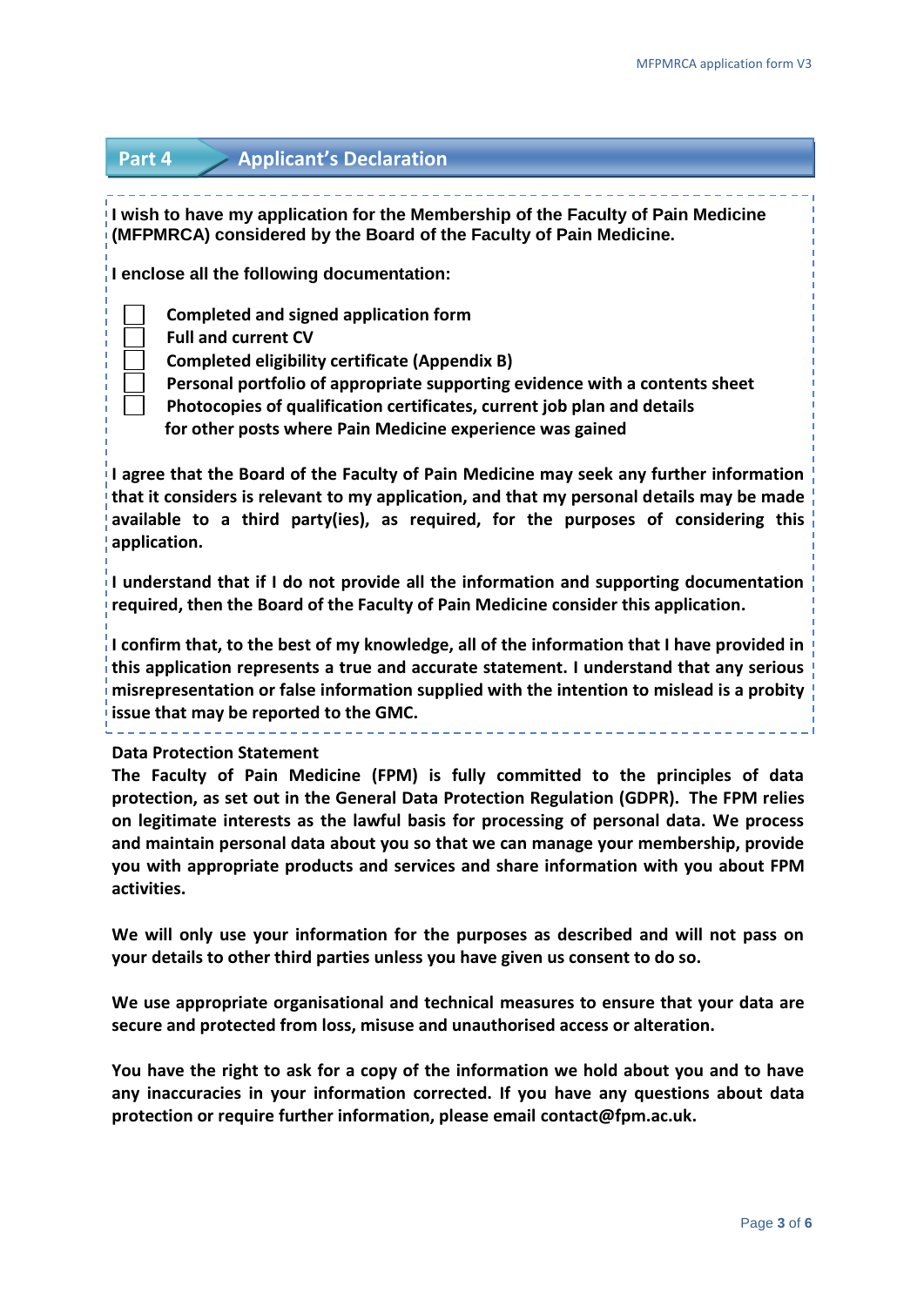## Part 4 Applicant's Declaration

**I wish to have my application for the Membership of the Faculty of Pain Medicine (MFPMRCA) considered by the Board of the Faculty of Pain Medicine.**

**I enclose all the following documentation:**

- [ ] **Completed and signed application form**
- [ ] **Full and current CV**
- [ ] **Completed eligibility certificate (Appendix B)**
- [ ] **Personal portfolio of appropriate supporting evidence with a contents sheet**
- [ ] **Photocopies of qualification certificates, current job plan and details for other posts where Pain Medicine experience was gained**

**I agree that the Board of the Faculty of Pain Medicine may seek any further information that it considers is relevant to my application, and that my personal details may be made available to a third party(ies), as required, for the purposes of considering this application.**

**I understand that if I do not provide all the information and supporting documentation required, then the Board of the Faculty of Pain Medicine consider this application.**

**I confirm that, to the best of my knowledge, all of the information that I have provided in this application represents a true and accurate statement. I understand that any serious misrepresentation or false information supplied with the intention to mislead is a probity issue that may be reported to the GMC.**

**Data Protection Statement**

**The Faculty of Pain Medicine (FPM) is fully committed to the principles of data protection, as set out in the General Data Protection Regulation (GDPR). The FPM relies on legitimate interests as the lawful basis for processing of personal data. We process and maintain personal data about you so that we can manage your membership, provide you with appropriate products and services and share information with you about FPM activities.**

**We will only use your information for the purposes as described and will not pass on your details to other third parties unless you have given us consent to do so.**

**We use appropriate organisational and technical measures to ensure that your data are secure and protected from loss, misuse and unauthorised access or alteration.**

**You have the right to ask for a copy of the information we hold about you and to have any inaccuracies in your information corrected. If you have any questions about data protection or require further information, please email contact@fpm.ac.uk.**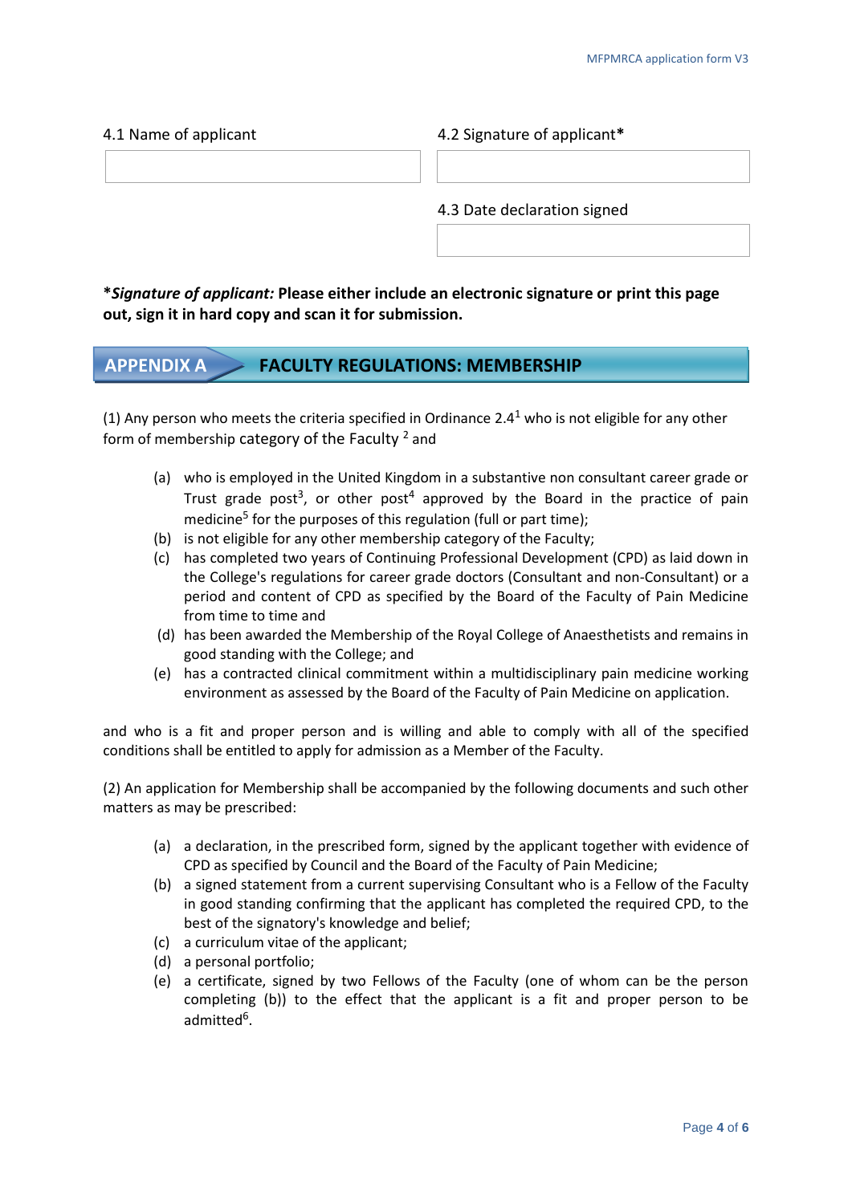| 4.1 Name of applicant | 4.2 Signature of applicant* |
| --- | --- |
| | |
| | 4.3 Date declaration signed |
| | |

***Signature of applicant:* Please either include an electronic signature or print this page out, sign it in hard copy and scan it for submission.**

## APPENDIX A FACULTY REGULATIONS: MEMBERSHIP

(1) Any person who meets the criteria specified in Ordinance 2.4[1] who is not eligible for any other form of membership category of the Faculty [2] and

- (a) who is employed in the United Kingdom in a substantive non consultant career grade or Trust grade post[3], or other post[4] approved by the Board in the practice of pain medicine[5] for the purposes of this regulation (full or part time);
- (b) is not eligible for any other membership category of the Faculty;
- (c) has completed two years of Continuing Professional Development (CPD) as laid down in the College's regulations for career grade doctors (Consultant and non-Consultant) or a period and content of CPD as specified by the Board of the Faculty of Pain Medicine from time to time and
- (d) has been awarded the Membership of the Royal College of Anaesthetists and remains in good standing with the College; and
- (e) has a contracted clinical commitment within a multidisciplinary pain medicine working environment as assessed by the Board of the Faculty of Pain Medicine on application.

and who is a fit and proper person and is willing and able to comply with all of the specified conditions shall be entitled to apply for admission as a Member of the Faculty.

(2) An application for Membership shall be accompanied by the following documents and such other matters as may be prescribed:

- (a) a declaration, in the prescribed form, signed by the applicant together with evidence of CPD as specified by Council and the Board of the Faculty of Pain Medicine;
- (b) a signed statement from a current supervising Consultant who is a Fellow of the Faculty in good standing confirming that the applicant has completed the required CPD, to the best of the signatory's knowledge and belief;
- (c) a curriculum vitae of the applicant;
- (d) a personal portfolio;
- (e) a certificate, signed by two Fellows of the Faculty (one of whom can be the person completing (b)) to the effect that the applicant is a fit and proper person to be admitted[6].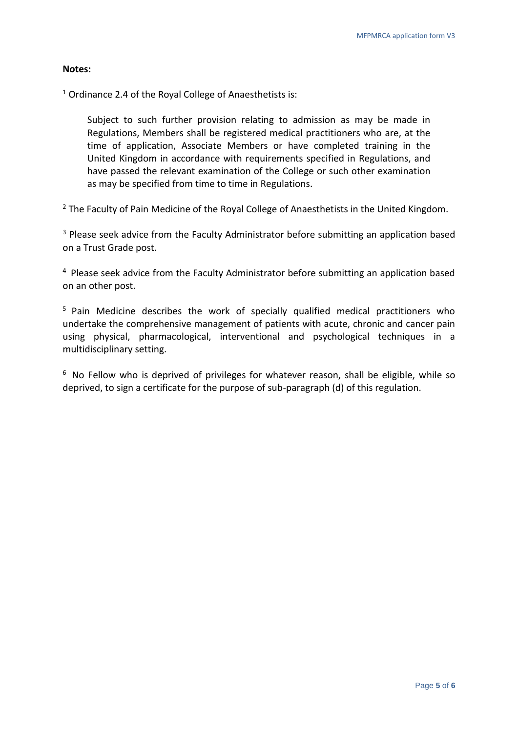**Notes:**

[1] Ordinance 2.4 of the Royal College of Anaesthetists is:

> Subject to such further provision relating to admission as may be made in Regulations, Members shall be registered medical practitioners who are, at the time of application, Associate Members or have completed training in the United Kingdom in accordance with requirements specified in Regulations, and have passed the relevant examination of the College or such other examination as may be specified from time to time in Regulations.

[2] The Faculty of Pain Medicine of the Royal College of Anaesthetists in the United Kingdom.

[3] Please seek advice from the Faculty Administrator before submitting an application based on a Trust Grade post.

[4] Please seek advice from the Faculty Administrator before submitting an application based on an other post.

[5] Pain Medicine describes the work of specially qualified medical practitioners who undertake the comprehensive management of patients with acute, chronic and cancer pain using physical, pharmacological, interventional and psychological techniques in a multidisciplinary setting.

[6] No Fellow who is deprived of privileges for whatever reason, shall be eligible, while so deprived, to sign a certificate for the purpose of sub-paragraph (d) of this regulation.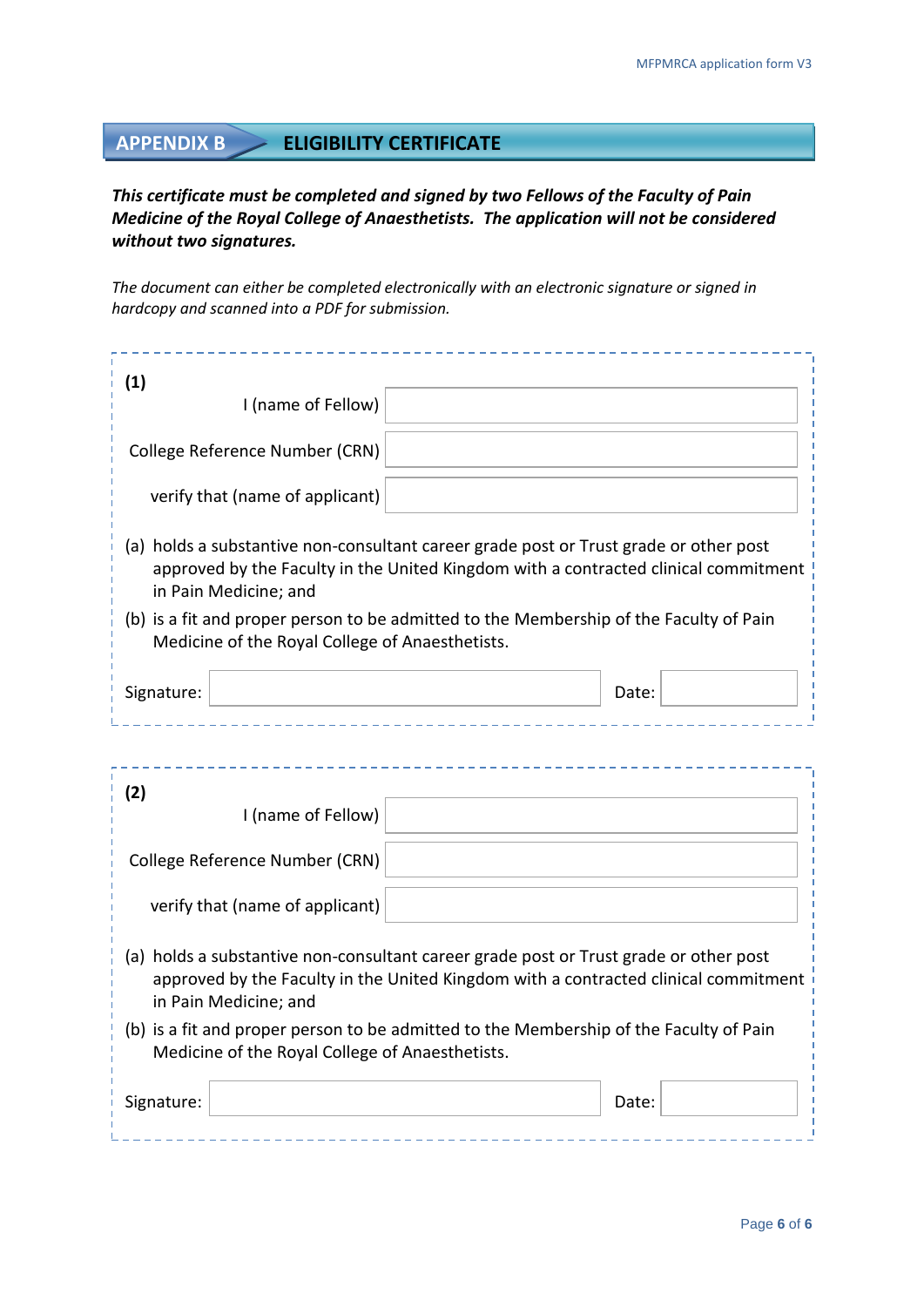## APPENDIX B ELIGIBILITY CERTIFICATE

***This certificate must be completed and signed by two Fellows of the Faculty of Pain Medicine of the Royal College of Anaesthetists. The application will not be considered without two signatures.***

*The document can either be completed electronically with an electronic signature or signed in hardcopy and scanned into a PDF for submission.*

**(1)**

| | |
|---|---|
| I (name of Fellow) | |
| College Reference Number (CRN) | |
| verify that (name of applicant) | |

(a) holds a substantive non-consultant career grade post or Trust grade or other post approved by the Faculty in the United Kingdom with a contracted clinical commitment in Pain Medicine; and

(b) is a fit and proper person to be admitted to the Membership of the Faculty of Pain Medicine of the Royal College of Anaesthetists.

| | | | |
|---|---|---|---|
| Signature: | | Date: | |

**(2)**

| | |
|---|---|
| I (name of Fellow) | |
| College Reference Number (CRN) | |
| verify that (name of applicant) | |

(a) holds a substantive non-consultant career grade post or Trust grade or other post approved by the Faculty in the United Kingdom with a contracted clinical commitment in Pain Medicine; and

(b) is a fit and proper person to be admitted to the Membership of the Faculty of Pain Medicine of the Royal College of Anaesthetists.

| | | | |
|---|---|---|---|
| Signature: | | Date: | |